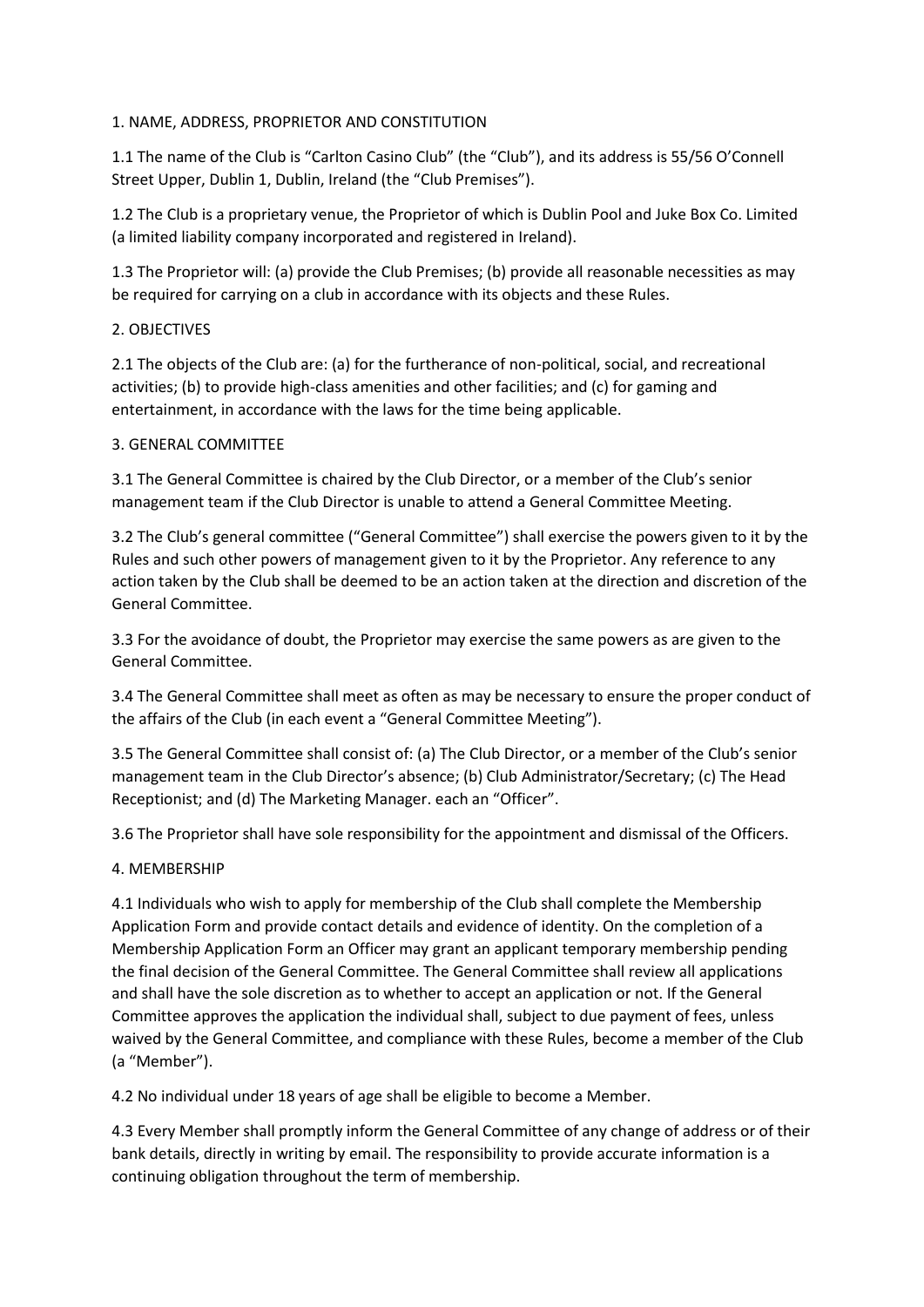## 1. NAME, ADDRESS, PROPRIETOR AND CONSTITUTION

1.1 The name of the Club is "Carlton Casino Club" (the "Club"), and its address is 55/56 O'Connell Street Upper, Dublin 1, Dublin, Ireland (the "Club Premises").

1.2 The Club is a proprietary venue, the Proprietor of which is Dublin Pool and Juke Box Co. Limited (a limited liability company incorporated and registered in Ireland).

1.3 The Proprietor will: (a) provide the Club Premises; (b) provide all reasonable necessities as may be required for carrying on a club in accordance with its objects and these Rules.

## 2. OBJECTIVES

2.1 The objects of the Club are: (a) for the furtherance of non-political, social, and recreational activities; (b) to provide high-class amenities and other facilities; and (c) for gaming and entertainment, in accordance with the laws for the time being applicable.

## 3. GENERAL COMMITTEE

3.1 The General Committee is chaired by the Club Director, or a member of the Club's senior management team if the Club Director is unable to attend a General Committee Meeting.

3.2 The Club's general committee ("General Committee") shall exercise the powers given to it by the Rules and such other powers of management given to it by the Proprietor. Any reference to any action taken by the Club shall be deemed to be an action taken at the direction and discretion of the General Committee.

3.3 For the avoidance of doubt, the Proprietor may exercise the same powers as are given to the General Committee.

3.4 The General Committee shall meet as often as may be necessary to ensure the proper conduct of the affairs of the Club (in each event a "General Committee Meeting").

3.5 The General Committee shall consist of: (a) The Club Director, or a member of the Club's senior management team in the Club Director's absence; (b) Club Administrator/Secretary; (c) The Head Receptionist; and (d) The Marketing Manager. each an "Officer".

3.6 The Proprietor shall have sole responsibility for the appointment and dismissal of the Officers.

## 4. MEMBERSHIP

4.1 Individuals who wish to apply for membership of the Club shall complete the Membership Application Form and provide contact details and evidence of identity. On the completion of a Membership Application Form an Officer may grant an applicant temporary membership pending the final decision of the General Committee. The General Committee shall review all applications and shall have the sole discretion as to whether to accept an application or not. If the General Committee approves the application the individual shall, subject to due payment of fees, unless waived by the General Committee, and compliance with these Rules, become a member of the Club (a "Member").

4.2 No individual under 18 years of age shall be eligible to become a Member.

4.3 Every Member shall promptly inform the General Committee of any change of address or of their bank details, directly in writing by email. The responsibility to provide accurate information is a continuing obligation throughout the term of membership.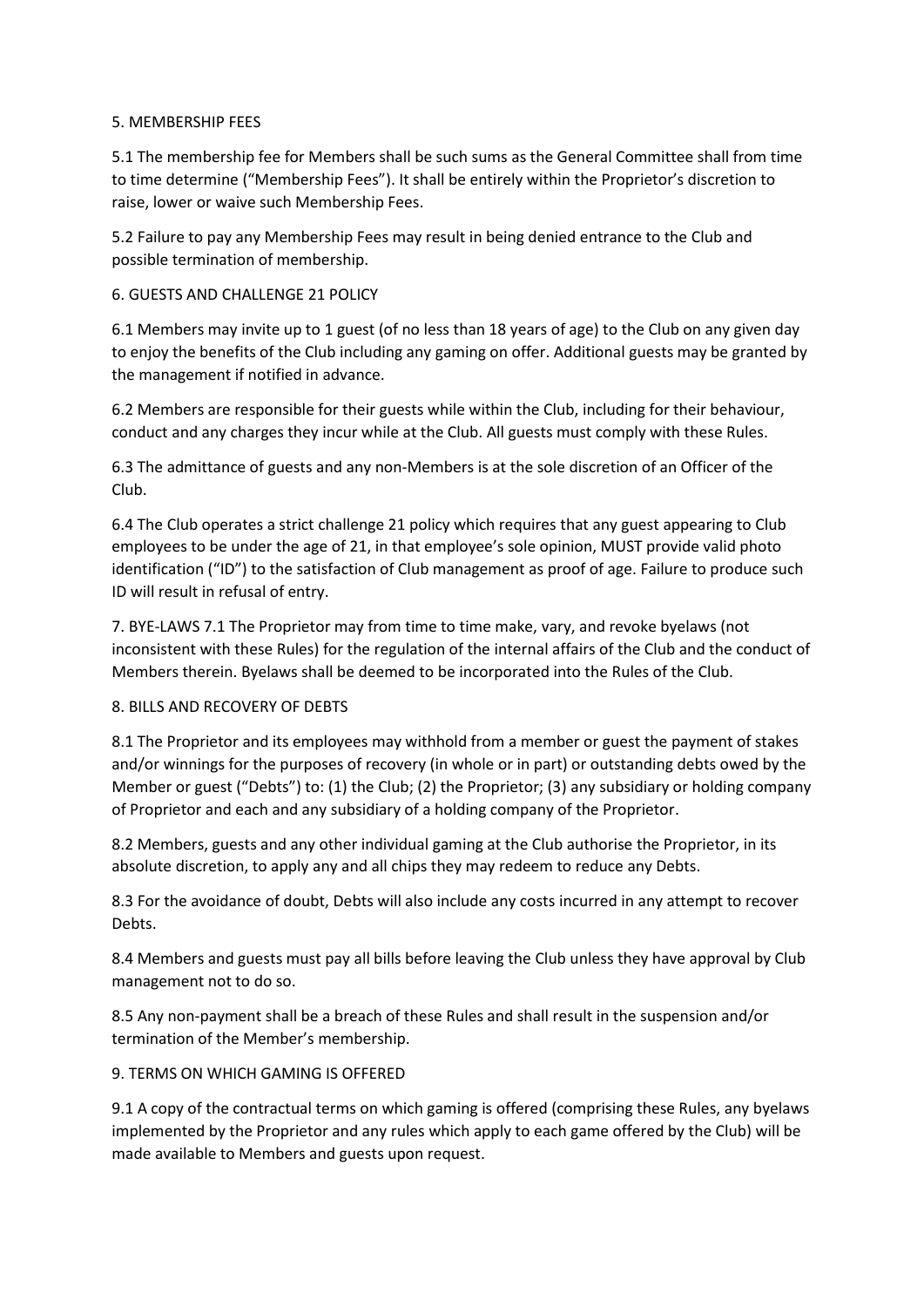## 5. MEMBERSHIP FEES

5.1 The membership fee for Members shall be such sums as the General Committee shall from time to time determine ("Membership Fees"). It shall be entirely within the Proprietor's discretion to raise, lower or waive such Membership Fees.

5.2 Failure to pay any Membership Fees may result in being denied entrance to the Club and possible termination of membership.

## 6. GUESTS AND CHALLENGE 21 POLICY

6.1 Members may invite up to 1 guest (of no less than 18 years of age) to the Club on any given day to enjoy the benefits of the Club including any gaming on offer. Additional guests may be granted by the management if notified in advance.

6.2 Members are responsible for their guests while within the Club, including for their behaviour, conduct and any charges they incur while at the Club. All guests must comply with these Rules.

6.3 The admittance of guests and any non-Members is at the sole discretion of an Officer of the Club.

6.4 The Club operates a strict challenge 21 policy which requires that any guest appearing to Club employees to be under the age of 21, in that employee's sole opinion, MUST provide valid photo identification ("ID") to the satisfaction of Club management as proof of age. Failure to produce such ID will result in refusal of entry.

## 7. BYE-LAWS

7.1 The Proprietor may from time to time make, vary, and revoke byelaws (not inconsistent with these Rules) for the regulation of the internal affairs of the Club and the conduct of Members therein. Byelaws shall be deemed to be incorporated into the Rules of the Club.

## 8. BILLS AND RECOVERY OF DEBTS

8.1 The Proprietor and its employees may withhold from a member or guest the payment of stakes and/or winnings for the purposes of recovery (in whole or in part) or outstanding debts owed by the Member or guest ("Debts") to: (1) the Club; (2) the Proprietor; (3) any subsidiary or holding company of Proprietor and each and any subsidiary of a holding company of the Proprietor.

8.2 Members, guests and any other individual gaming at the Club authorise the Proprietor, in its absolute discretion, to apply any and all chips they may redeem to reduce any Debts.

8.3 For the avoidance of doubt, Debts will also include any costs incurred in any attempt to recover Debts.

8.4 Members and guests must pay all bills before leaving the Club unless they have approval by Club management not to do so.

8.5 Any non-payment shall be a breach of these Rules and shall result in the suspension and/or termination of the Member's membership.

## 9. TERMS ON WHICH GAMING IS OFFERED

9.1 A copy of the contractual terms on which gaming is offered (comprising these Rules, any byelaws implemented by the Proprietor and any rules which apply to each game offered by the Club) will be made available to Members and guests upon request.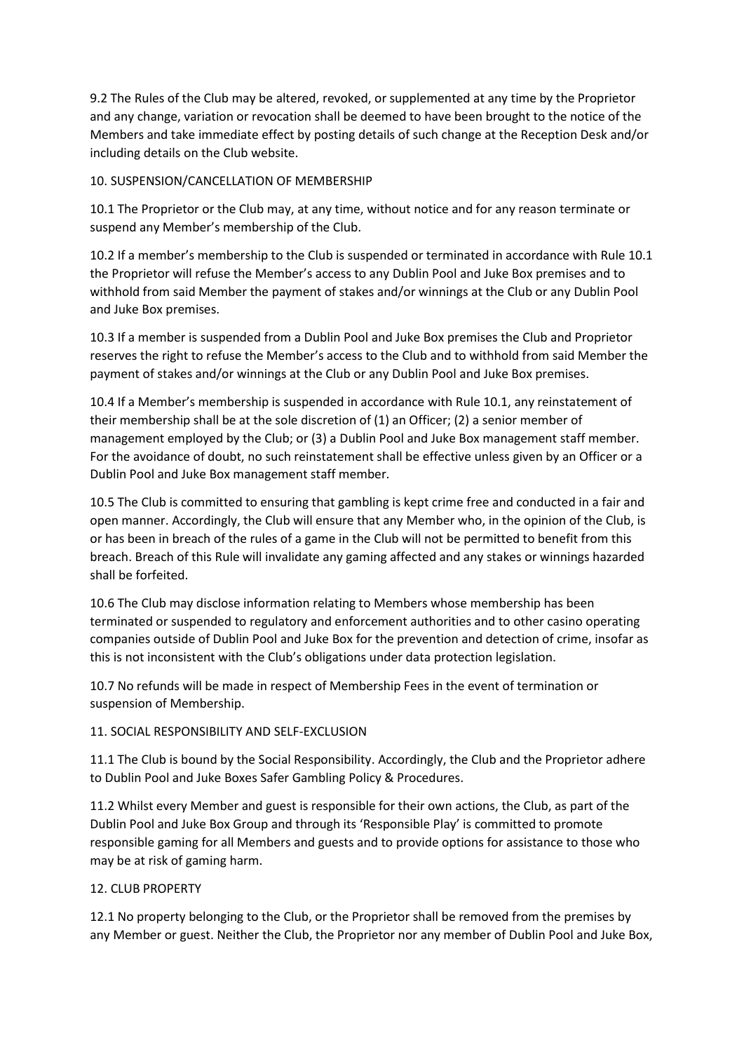9.2 The Rules of the Club may be altered, revoked, or supplemented at any time by the Proprietor and any change, variation or revocation shall be deemed to have been brought to the notice of the Members and take immediate effect by posting details of such change at the Reception Desk and/or including details on the Club website.

## 10. SUSPENSION/CANCELLATION OF MEMBERSHIP

10.1 The Proprietor or the Club may, at any time, without notice and for any reason terminate or suspend any Member's membership of the Club.

10.2 If a member's membership to the Club is suspended or terminated in accordance with Rule 10.1 the Proprietor will refuse the Member's access to any Dublin Pool and Juke Box premises and to withhold from said Member the payment of stakes and/or winnings at the Club or any Dublin Pool and Juke Box premises.

10.3 If a member is suspended from a Dublin Pool and Juke Box premises the Club and Proprietor reserves the right to refuse the Member's access to the Club and to withhold from said Member the payment of stakes and/or winnings at the Club or any Dublin Pool and Juke Box premises.

10.4 If a Member's membership is suspended in accordance with Rule 10.1, any reinstatement of their membership shall be at the sole discretion of (1) an Officer; (2) a senior member of management employed by the Club; or (3) a Dublin Pool and Juke Box management staff member. For the avoidance of doubt, no such reinstatement shall be effective unless given by an Officer or a Dublin Pool and Juke Box management staff member.

10.5 The Club is committed to ensuring that gambling is kept crime free and conducted in a fair and open manner. Accordingly, the Club will ensure that any Member who, in the opinion of the Club, is or has been in breach of the rules of a game in the Club will not be permitted to benefit from this breach. Breach of this Rule will invalidate any gaming affected and any stakes or winnings hazarded shall be forfeited.

10.6 The Club may disclose information relating to Members whose membership has been terminated or suspended to regulatory and enforcement authorities and to other casino operating companies outside of Dublin Pool and Juke Box for the prevention and detection of crime, insofar as this is not inconsistent with the Club's obligations under data protection legislation.

10.7 No refunds will be made in respect of Membership Fees in the event of termination or suspension of Membership.

## 11. SOCIAL RESPONSIBILITY AND SELF-EXCLUSION

11.1 The Club is bound by the Social Responsibility. Accordingly, the Club and the Proprietor adhere to Dublin Pool and Juke Boxes Safer Gambling Policy & Procedures.

11.2 Whilst every Member and guest is responsible for their own actions, the Club, as part of the Dublin Pool and Juke Box Group and through its 'Responsible Play' is committed to promote responsible gaming for all Members and guests and to provide options for assistance to those who may be at risk of gaming harm.

## 12. CLUB PROPERTY

12.1 No property belonging to the Club, or the Proprietor shall be removed from the premises by any Member or guest. Neither the Club, the Proprietor nor any member of Dublin Pool and Juke Box,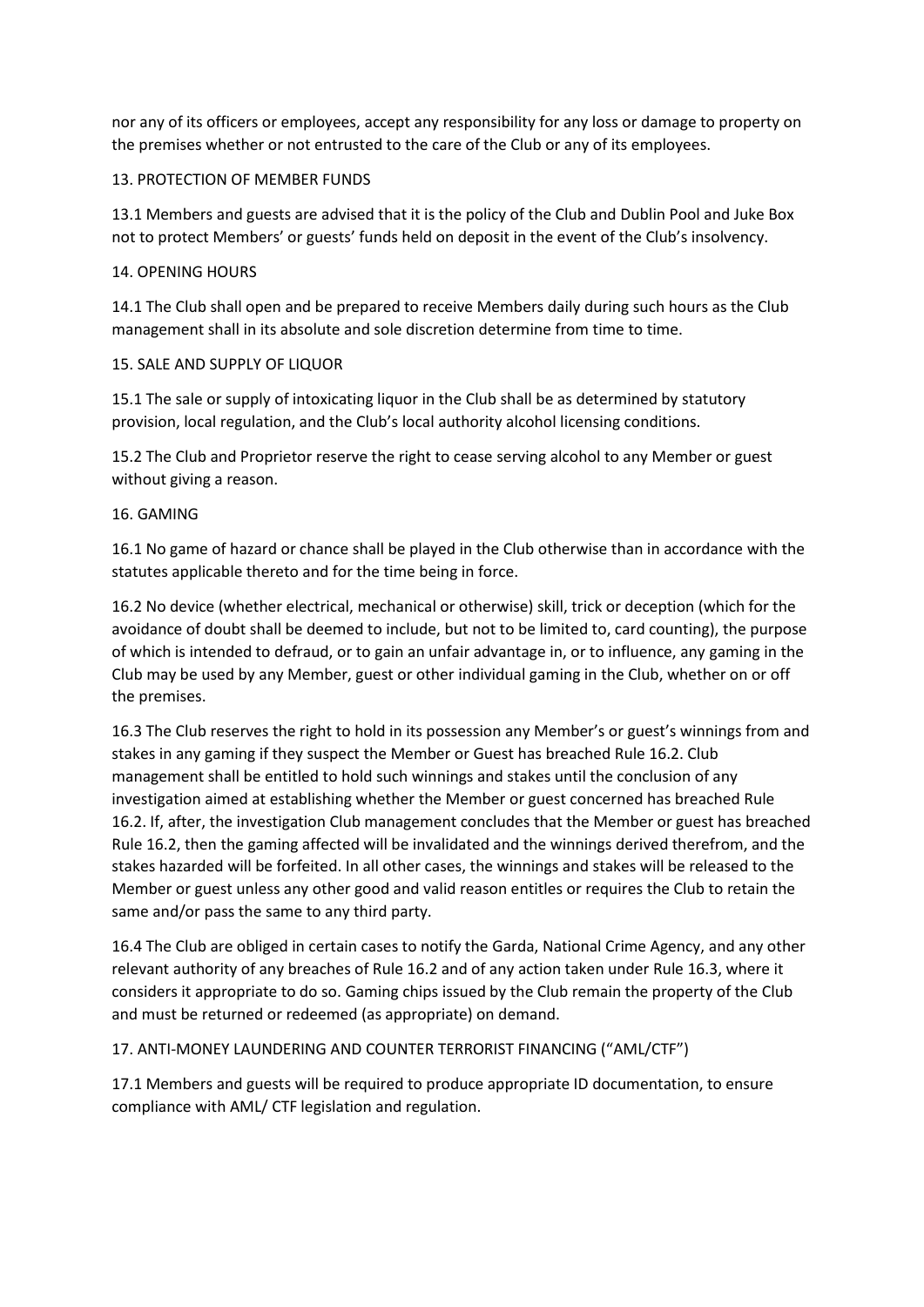nor any of its officers or employees, accept any responsibility for any loss or damage to property on the premises whether or not entrusted to the care of the Club or any of its employees.

## 13. PROTECTION OF MEMBER FUNDS

13.1 Members and guests are advised that it is the policy of the Club and Dublin Pool and Juke Box not to protect Members' or guests' funds held on deposit in the event of the Club's insolvency.

## 14. OPENING HOURS

14.1 The Club shall open and be prepared to receive Members daily during such hours as the Club management shall in its absolute and sole discretion determine from time to time.

## 15. SALE AND SUPPLY OF LIQUOR

15.1 The sale or supply of intoxicating liquor in the Club shall be as determined by statutory provision, local regulation, and the Club's local authority alcohol licensing conditions.

15.2 The Club and Proprietor reserve the right to cease serving alcohol to any Member or guest without giving a reason.

## 16. GAMING

16.1 No game of hazard or chance shall be played in the Club otherwise than in accordance with the statutes applicable thereto and for the time being in force.

16.2 No device (whether electrical, mechanical or otherwise) skill, trick or deception (which for the avoidance of doubt shall be deemed to include, but not to be limited to, card counting), the purpose of which is intended to defraud, or to gain an unfair advantage in, or to influence, any gaming in the Club may be used by any Member, guest or other individual gaming in the Club, whether on or off the premises.

16.3 The Club reserves the right to hold in its possession any Member's or guest's winnings from and stakes in any gaming if they suspect the Member or Guest has breached Rule 16.2. Club management shall be entitled to hold such winnings and stakes until the conclusion of any investigation aimed at establishing whether the Member or guest concerned has breached Rule 16.2. If, after, the investigation Club management concludes that the Member or guest has breached Rule 16.2, then the gaming affected will be invalidated and the winnings derived therefrom, and the stakes hazarded will be forfeited. In all other cases, the winnings and stakes will be released to the Member or guest unless any other good and valid reason entitles or requires the Club to retain the same and/or pass the same to any third party.

16.4 The Club are obliged in certain cases to notify the Garda, National Crime Agency, and any other relevant authority of any breaches of Rule 16.2 and of any action taken under Rule 16.3, where it considers it appropriate to do so. Gaming chips issued by the Club remain the property of the Club and must be returned or redeemed (as appropriate) on demand.

## 17. ANTI-MONEY LAUNDERING AND COUNTER TERRORIST FINANCING ("AML/CTF")

17.1 Members and guests will be required to produce appropriate ID documentation, to ensure compliance with AML/ CTF legislation and regulation.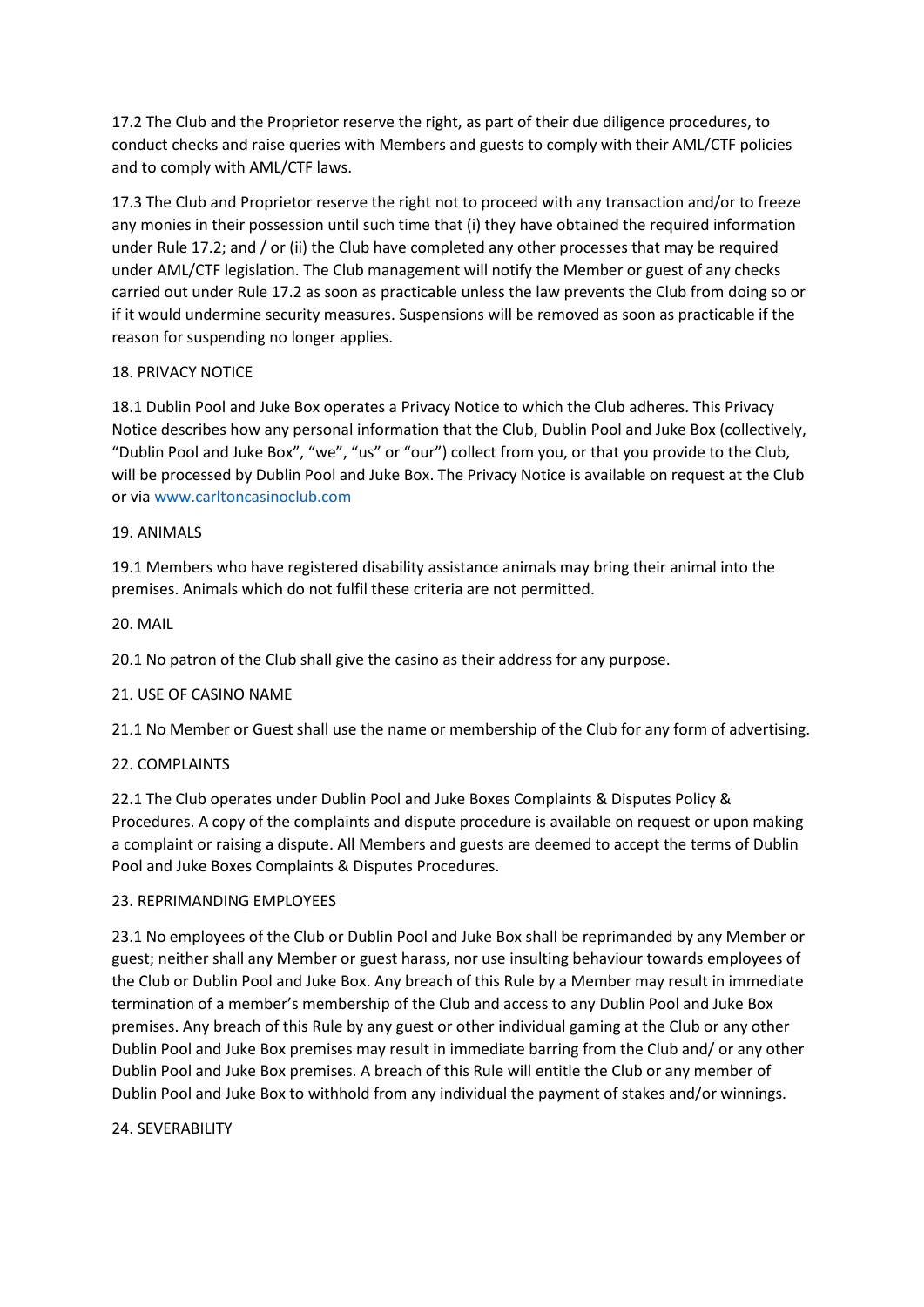17.2 The Club and the Proprietor reserve the right, as part of their due diligence procedures, to conduct checks and raise queries with Members and guests to comply with their AML/CTF policies and to comply with AML/CTF laws.

17.3 The Club and Proprietor reserve the right not to proceed with any transaction and/or to freeze any monies in their possession until such time that (i) they have obtained the required information under Rule 17.2; and / or (ii) the Club have completed any other processes that may be required under AML/CTF legislation. The Club management will notify the Member or guest of any checks carried out under Rule 17.2 as soon as practicable unless the law prevents the Club from doing so or if it would undermine security measures. Suspensions will be removed as soon as practicable if the reason for suspending no longer applies.

## 18. PRIVACY NOTICE

18.1 Dublin Pool and Juke Box operates a Privacy Notice to which the Club adheres. This Privacy Notice describes how any personal information that the Club, Dublin Pool and Juke Box (collectively, “Dublin Pool and Juke Box”, “we”, “us” or “our”) collect from you, or that you provide to the Club, will be processed by Dublin Pool and Juke Box. The Privacy Notice is available on request at the Club or via [www.carltoncasinoclub.com](http://www.carltoncasinoclub.com)

## 19. ANIMALS

19.1 Members who have registered disability assistance animals may bring their animal into the premises. Animals which do not fulfil these criteria are not permitted.

## 20. MAIL

20.1 No patron of the Club shall give the casino as their address for any purpose.

## 21. USE OF CASINO NAME

21.1 No Member or Guest shall use the name or membership of the Club for any form of advertising.

## 22. COMPLAINTS

22.1 The Club operates under Dublin Pool and Juke Boxes Complaints & Disputes Policy & Procedures. A copy of the complaints and dispute procedure is available on request or upon making a complaint or raising a dispute. All Members and guests are deemed to accept the terms of Dublin Pool and Juke Boxes Complaints & Disputes Procedures.

## 23. REPRIMANDING EMPLOYEES

23.1 No employees of the Club or Dublin Pool and Juke Box shall be reprimanded by any Member or guest; neither shall any Member or guest harass, nor use insulting behaviour towards employees of the Club or Dublin Pool and Juke Box. Any breach of this Rule by a Member may result in immediate termination of a member’s membership of the Club and access to any Dublin Pool and Juke Box premises. Any breach of this Rule by any guest or other individual gaming at the Club or any other Dublin Pool and Juke Box premises may result in immediate barring from the Club and/ or any other Dublin Pool and Juke Box premises. A breach of this Rule will entitle the Club or any member of Dublin Pool and Juke Box to withhold from any individual the payment of stakes and/or winnings.

## 24. SEVERABILITY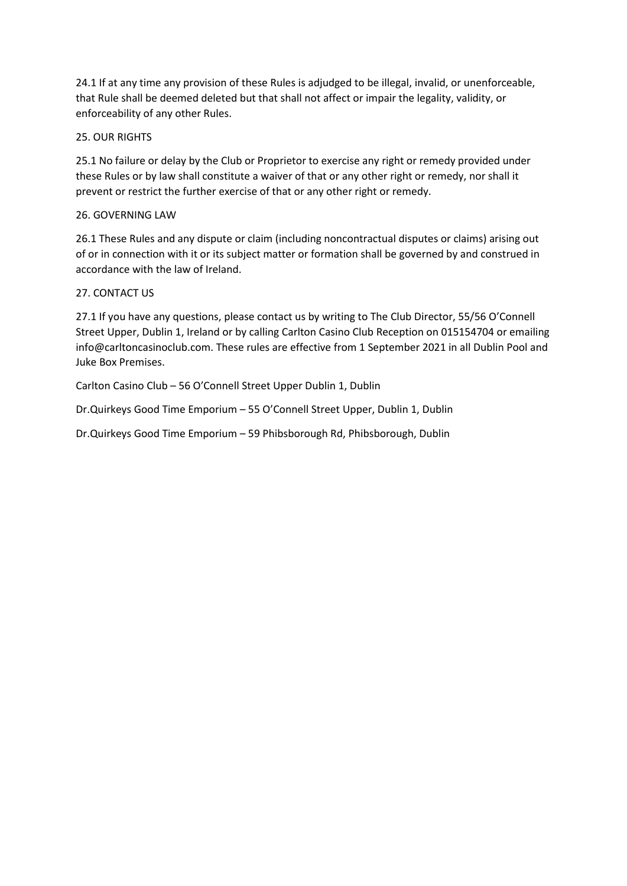24.1 If at any time any provision of these Rules is adjudged to be illegal, invalid, or unenforceable, that Rule shall be deemed deleted but that shall not affect or impair the legality, validity, or enforceability of any other Rules.

## 25. OUR RIGHTS

25.1 No failure or delay by the Club or Proprietor to exercise any right or remedy provided under these Rules or by law shall constitute a waiver of that or any other right or remedy, nor shall it prevent or restrict the further exercise of that or any other right or remedy.

## 26. GOVERNING LAW

26.1 These Rules and any dispute or claim (including noncontractual disputes or claims) arising out of or in connection with it or its subject matter or formation shall be governed by and construed in accordance with the law of Ireland.

## 27. CONTACT US

27.1 If you have any questions, please contact us by writing to The Club Director, 55/56 O'Connell Street Upper, Dublin 1, Ireland or by calling Carlton Casino Club Reception on 015154704 or emailing info@carltoncasinoclub.com. These rules are effective from 1 September 2021 in all Dublin Pool and Juke Box Premises.

Carlton Casino Club – 56 O'Connell Street Upper Dublin 1, Dublin

Dr.Quirkeys Good Time Emporium – 55 O'Connell Street Upper, Dublin 1, Dublin

Dr.Quirkeys Good Time Emporium – 59 Phibsborough Rd, Phibsborough, Dublin